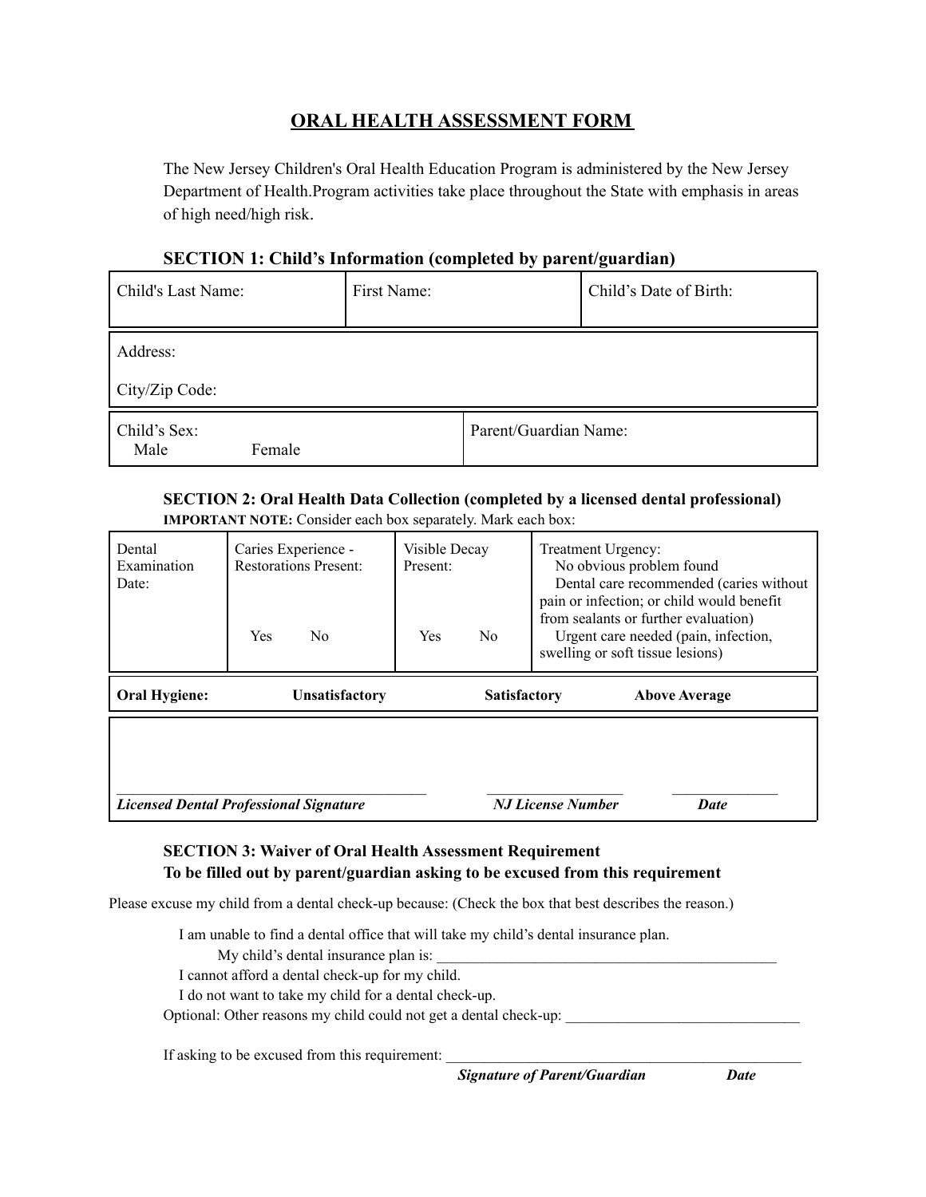# ORAL HEALTH ASSESSMENT FORM

The New Jersey Children's Oral Health Education Program is administered by the New Jersey Department of Health.Program activities take place throughout the State with emphasis in areas of high need/high risk.

### SECTION 1: Child's Information (completed by parent/guardian)

| Child's Last Name: | First Name: | Child's Date of Birth: |
|---|---|---|
| Address:<br><br>City/Zip Code: | | |
| Child's Sex:<br>Male Female | Parent/Guardian Name: | |

### SECTION 2: Oral Health Data Collection (completed by a licensed dental professional)

**IMPORTANT NOTE:** Consider each box separately. Mark each box:

| Dental Examination Date: | Caries Experience - Restorations Present:<br><br>Yes No | Visible Decay Present:<br><br>Yes No | Treatment Urgency:<br>No obvious problem found<br>Dental care recommended (caries without pain or infection; or child would benefit from sealants or further evaluation)<br>Urgent care needed (pain, infection, swelling or soft tissue lesions) |
|---|---|---|---|

| **Oral Hygiene:** | **Unsatisfactory** | **Satisfactory** | **Above Average** |
|---|---|---|---|

______________________________ ______________ ______________
***Licensed Dental Professional Signature*** ***NJ License Number*** ***Date***

### SECTION 3: Waiver of Oral Health Assessment Requirement
### To be filled out by parent/guardian asking to be excused from this requirement

Please excuse my child from a dental check-up because: (Check the box that best describes the reason.)

- I am unable to find a dental office that will take my child's dental insurance plan.
  - My child's dental insurance plan is: _______________________________________________
- I cannot afford a dental check-up for my child.
- I do not want to take my child for a dental check-up.

Optional: Other reasons my child could not get a dental check-up: ________________________________

If asking to be excused from this requirement: _________________________________________________
***Signature of Parent/Guardian*** ***Date***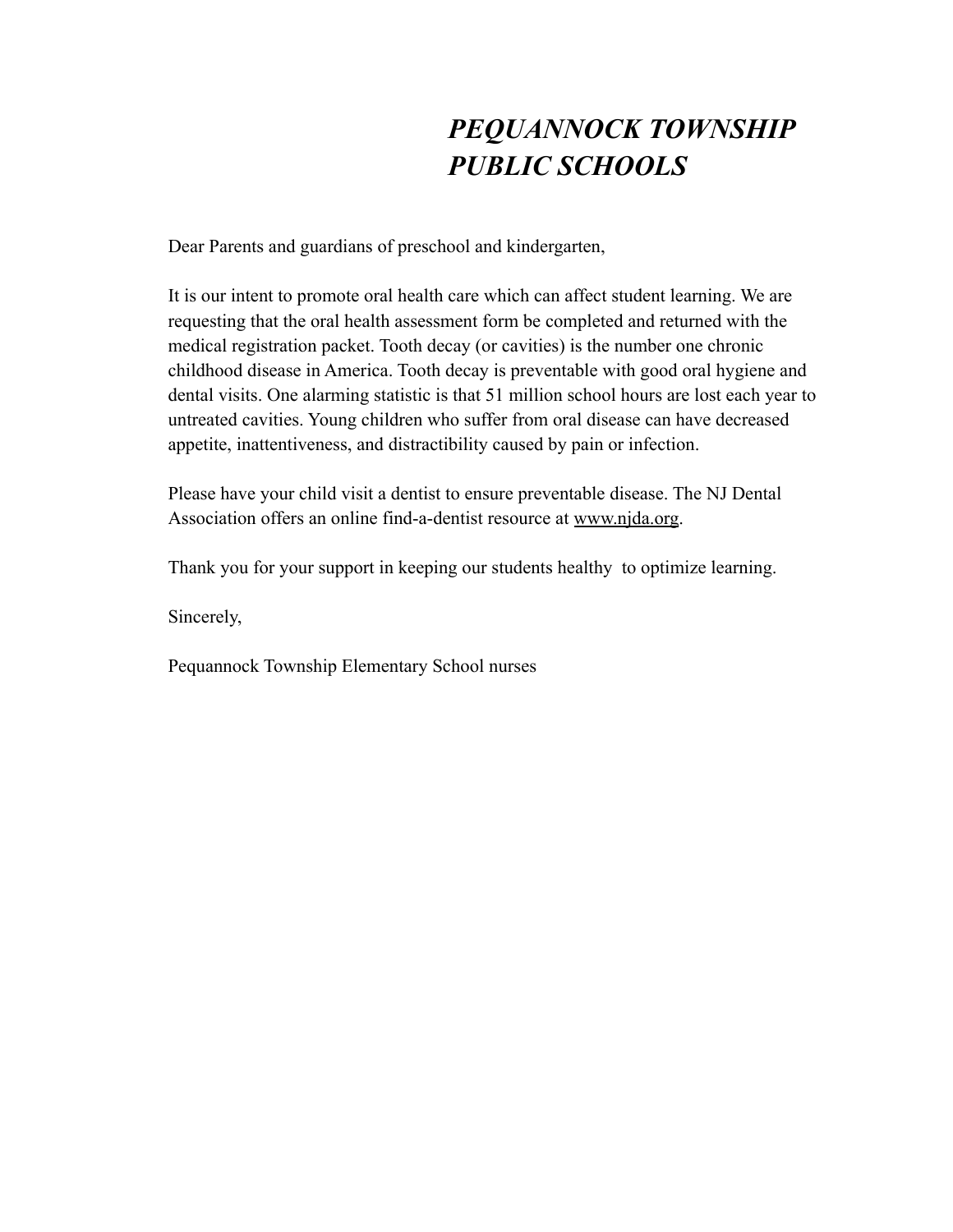# *PEQUANNOCK TOWNSHIP PUBLIC SCHOOLS*

Dear Parents and guardians of preschool and kindergarten,

It is our intent to promote oral health care which can affect student learning. We are requesting that the oral health assessment form be completed and returned with the medical registration packet. Tooth decay (or cavities) is the number one chronic childhood disease in America. Tooth decay is preventable with good oral hygiene and dental visits. One alarming statistic is that 51 million school hours are lost each year to untreated cavities. Young children who suffer from oral disease can have decreased appetite, inattentiveness, and distractibility caused by pain or infection.

Please have your child visit a dentist to ensure preventable disease. The NJ Dental Association offers an online find-a-dentist resource at www.njda.org.

Thank you for your support in keeping our students healthy to optimize learning.

Sincerely,

Pequannock Township Elementary School nurses